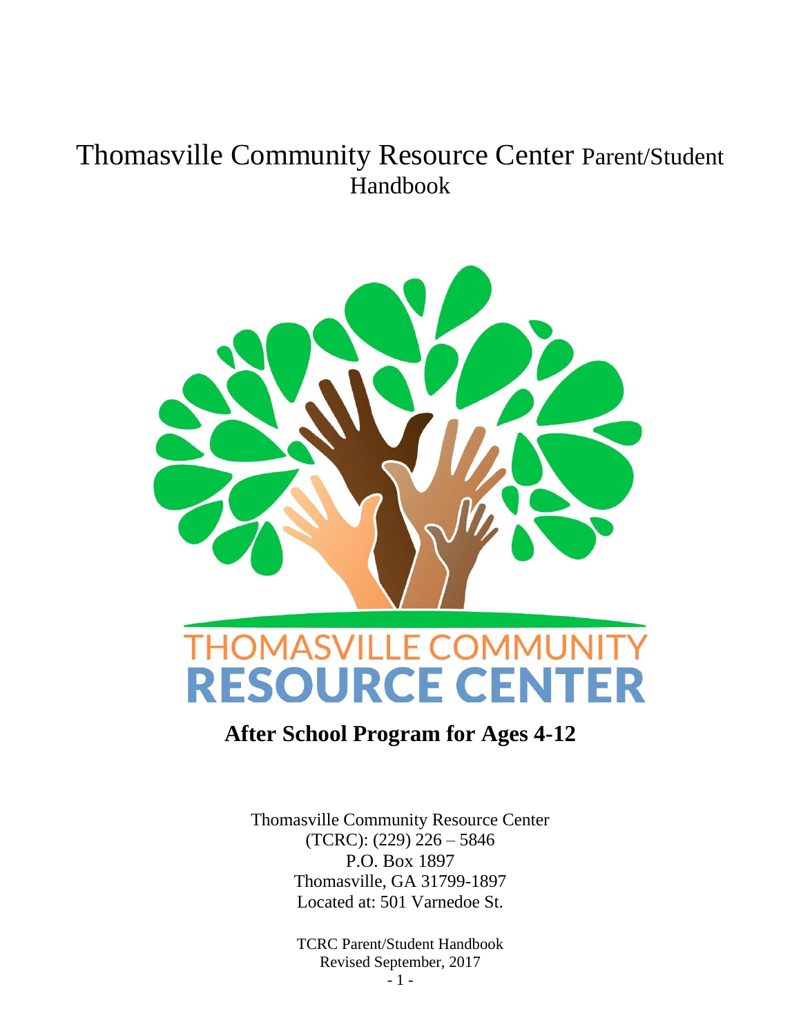# Thomasville Community Resource Center Parent/Student Handbook

THOMASVILLE COMMUNITY
RESOURCE CENTER

**After School Program for Ages 4-12**

Thomasville Community Resource Center
(TCRC): (229) 226 – 5846
P.O. Box 1897
Thomasville, GA 31799-1897
Located at: 501 Varnedoe St.

TCRC Parent/Student Handbook
Revised September, 2017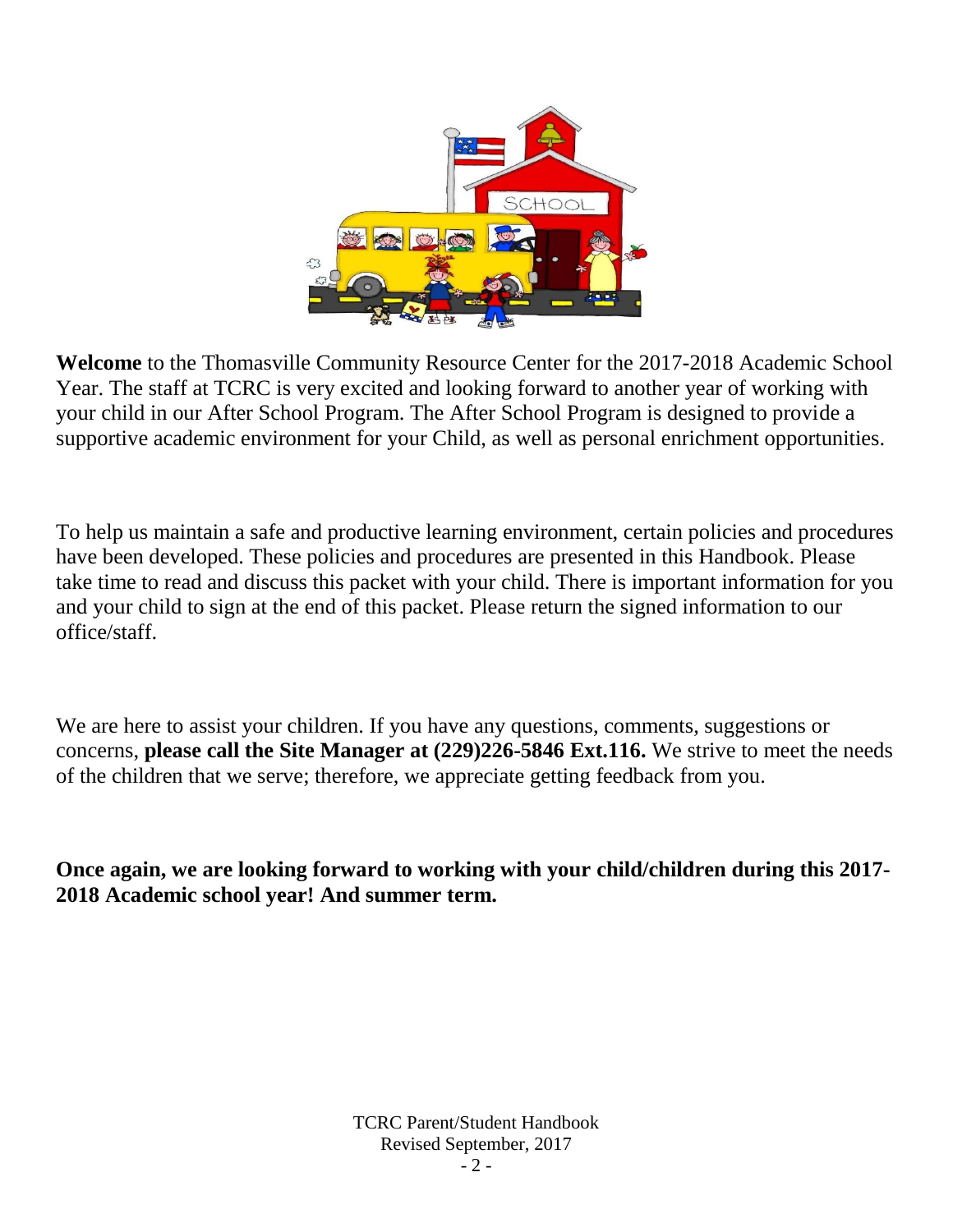**Welcome** to the Thomasville Community Resource Center for the 2017-2018 Academic School Year. The staff at TCRC is very excited and looking forward to another year of working with your child in our After School Program. The After School Program is designed to provide a supportive academic environment for your Child, as well as personal enrichment opportunities.

To help us maintain a safe and productive learning environment, certain policies and procedures have been developed. These policies and procedures are presented in this Handbook. Please take time to read and discuss this packet with your child. There is important information for you and your child to sign at the end of this packet. Please return the signed information to our office/staff.

We are here to assist your children. If you have any questions, comments, suggestions or concerns, **please call the Site Manager at (229)226-5846 Ext.116.** We strive to meet the needs of the children that we serve; therefore, we appreciate getting feedback from you.

**Once again, we are looking forward to working with your child/children during this 2017-2018 Academic school year! And summer term.**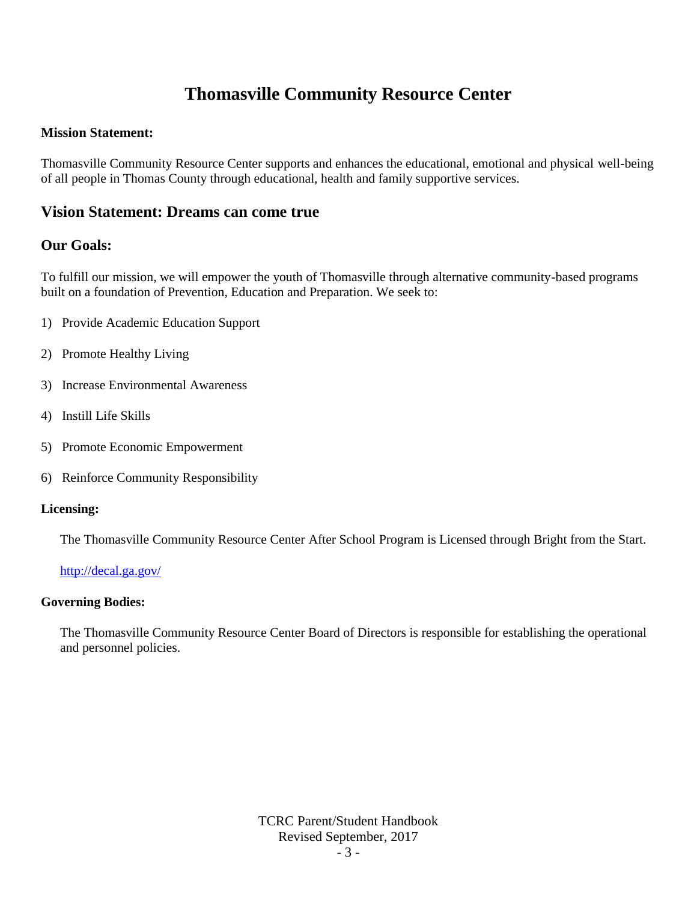# Thomasville Community Resource Center

**Mission Statement:**

Thomasville Community Resource Center supports and enhances the educational, emotional and physical well-being of all people in Thomas County through educational, health and family supportive services.

## Vision Statement: Dreams can come true

## Our Goals:

To fulfill our mission, we will empower the youth of Thomasville through alternative community-based programs built on a foundation of Prevention, Education and Preparation. We seek to:

1) Provide Academic Education Support
2) Promote Healthy Living
3) Increase Environmental Awareness
4) Instill Life Skills
5) Promote Economic Empowerment
6) Reinforce Community Responsibility

**Licensing:**

The Thomasville Community Resource Center After School Program is Licensed through Bright from the Start.

http://decal.ga.gov/

**Governing Bodies:**

The Thomasville Community Resource Center Board of Directors is responsible for establishing the operational and personnel policies.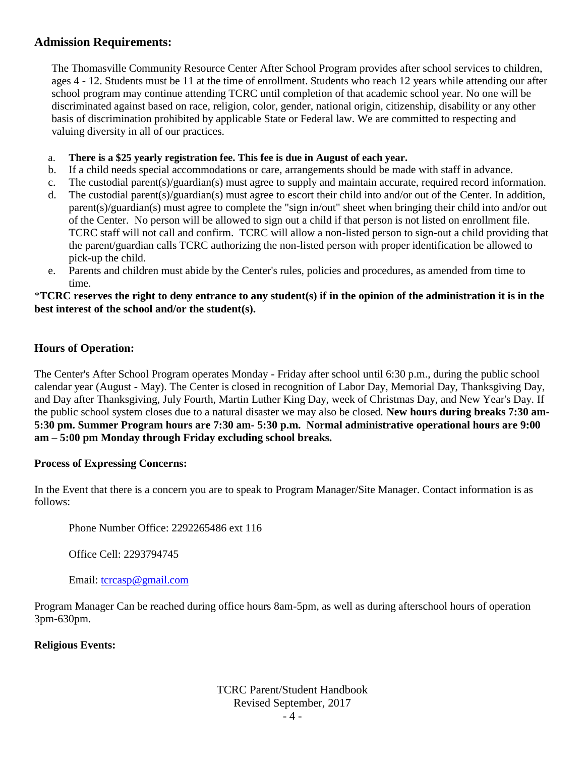## Admission Requirements:

The Thomasville Community Resource Center After School Program provides after school services to children, ages 4 - 12. Students must be 11 at the time of enrollment. Students who reach 12 years while attending our after school program may continue attending TCRC until completion of that academic school year. No one will be discriminated against based on race, religion, color, gender, national origin, citizenship, disability or any other basis of discrimination prohibited by applicable State or Federal law. We are committed to respecting and valuing diversity in all of our practices.

a. **There is a $25 yearly registration fee. This fee is due in August of each year.**
b. If a child needs special accommodations or care, arrangements should be made with staff in advance.
c. The custodial parent(s)/guardian(s) must agree to supply and maintain accurate, required record information.
d. The custodial parent(s)/guardian(s) must agree to escort their child into and/or out of the Center. In addition, parent(s)/guardian(s) must agree to complete the "sign in/out" sheet when bringing their child into and/or out of the Center. No person will be allowed to sign out a child if that person is not listed on enrollment file. TCRC staff will not call and confirm. TCRC will allow a non-listed person to sign-out a child providing that the parent/guardian calls TCRC authorizing the non-listed person with proper identification be allowed to pick-up the child.
e. Parents and children must abide by the Center's rules, policies and procedures, as amended from time to time.

*__TCRC reserves the right to deny entrance to any student(s) if in the opinion of the administration it is in the best interest of the school and/or the student(s).__

### Hours of Operation:

The Center's After School Program operates Monday - Friday after school until 6:30 p.m., during the public school calendar year (August - May). The Center is closed in recognition of Labor Day, Memorial Day, Thanksgiving Day, and Day after Thanksgiving, July Fourth, Martin Luther King Day, week of Christmas Day, and New Year's Day. If the public school system closes due to a natural disaster we may also be closed. **New hours during breaks 7:30 am-5:30 pm. Summer Program hours are 7:30 am- 5:30 p.m. Normal administrative operational hours are 9:00 am – 5:00 pm Monday through Friday excluding school breaks.**

### Process of Expressing Concerns:

In the Event that there is a concern you are to speak to Program Manager/Site Manager. Contact information is as follows:

Phone Number Office: 2292265486 ext 116

Office Cell: 2293794745

Email: tcrcasp@gmail.com

Program Manager Can be reached during office hours 8am-5pm, as well as during afterschool hours of operation 3pm-630pm.

### Religious Events: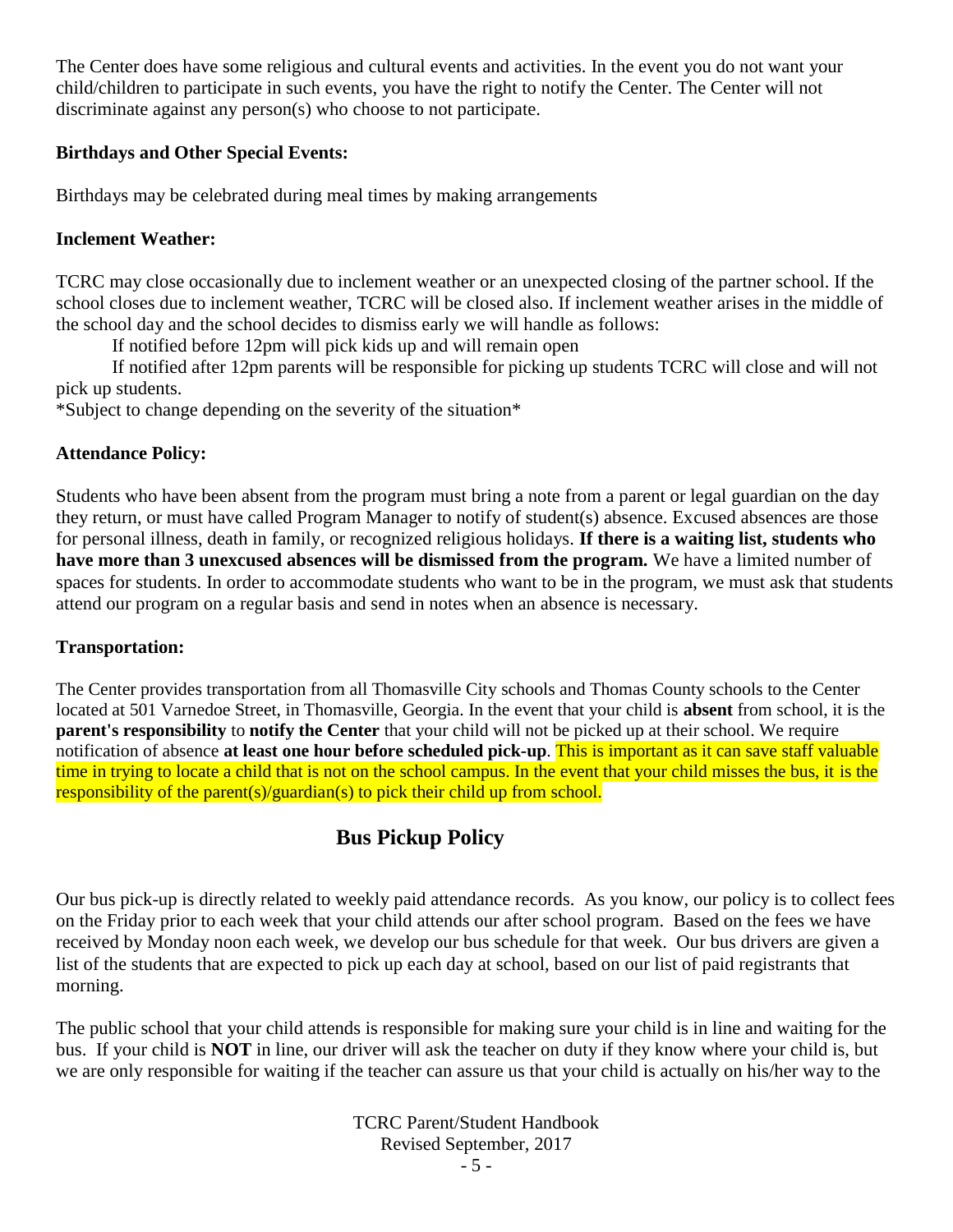The Center does have some religious and cultural events and activities. In the event you do not want your child/children to participate in such events, you have the right to notify the Center. The Center will not discriminate against any person(s) who choose to not participate.

**Birthdays and Other Special Events:**

Birthdays may be celebrated during meal times by making arrangements

**Inclement Weather:**

TCRC may close occasionally due to inclement weather or an unexpected closing of the partner school. If the school closes due to inclement weather, TCRC will be closed also. If inclement weather arises in the middle of the school day and the school decides to dismiss early we will handle as follows:

If notified before 12pm will pick kids up and will remain open

If notified after 12pm parents will be responsible for picking up students TCRC will close and will not pick up students.

*Subject to change depending on the severity of the situation*

**Attendance Policy:**

Students who have been absent from the program must bring a note from a parent or legal guardian on the day they return, or must have called Program Manager to notify of student(s) absence. Excused absences are those for personal illness, death in family, or recognized religious holidays. **If there is a waiting list, students who have more than 3 unexcused absences will be dismissed from the program.** We have a limited number of spaces for students. In order to accommodate students who want to be in the program, we must ask that students attend our program on a regular basis and send in notes when an absence is necessary.

**Transportation:**

The Center provides transportation from all Thomasville City schools and Thomas County schools to the Center located at 501 Varnedoe Street, in Thomasville, Georgia. In the event that your child is **absent** from school, it is the **parent's responsibility** to **notify the Center** that your child will not be picked up at their school. We require notification of absence **at least one hour before scheduled pick-up**. This is important as it can save staff valuable time in trying to locate a child that is not on the school campus. In the event that your child misses the bus, it is the responsibility of the parent(s)/guardian(s) to pick their child up from school.

## Bus Pickup Policy

Our bus pick-up is directly related to weekly paid attendance records. As you know, our policy is to collect fees on the Friday prior to each week that your child attends our after school program. Based on the fees we have received by Monday noon each week, we develop our bus schedule for that week. Our bus drivers are given a list of the students that are expected to pick up each day at school, based on our list of paid registrants that morning.

The public school that your child attends is responsible for making sure your child is in line and waiting for the bus. If your child is **NOT** in line, our driver will ask the teacher on duty if they know where your child is, but we are only responsible for waiting if the teacher can assure us that your child is actually on his/her way to the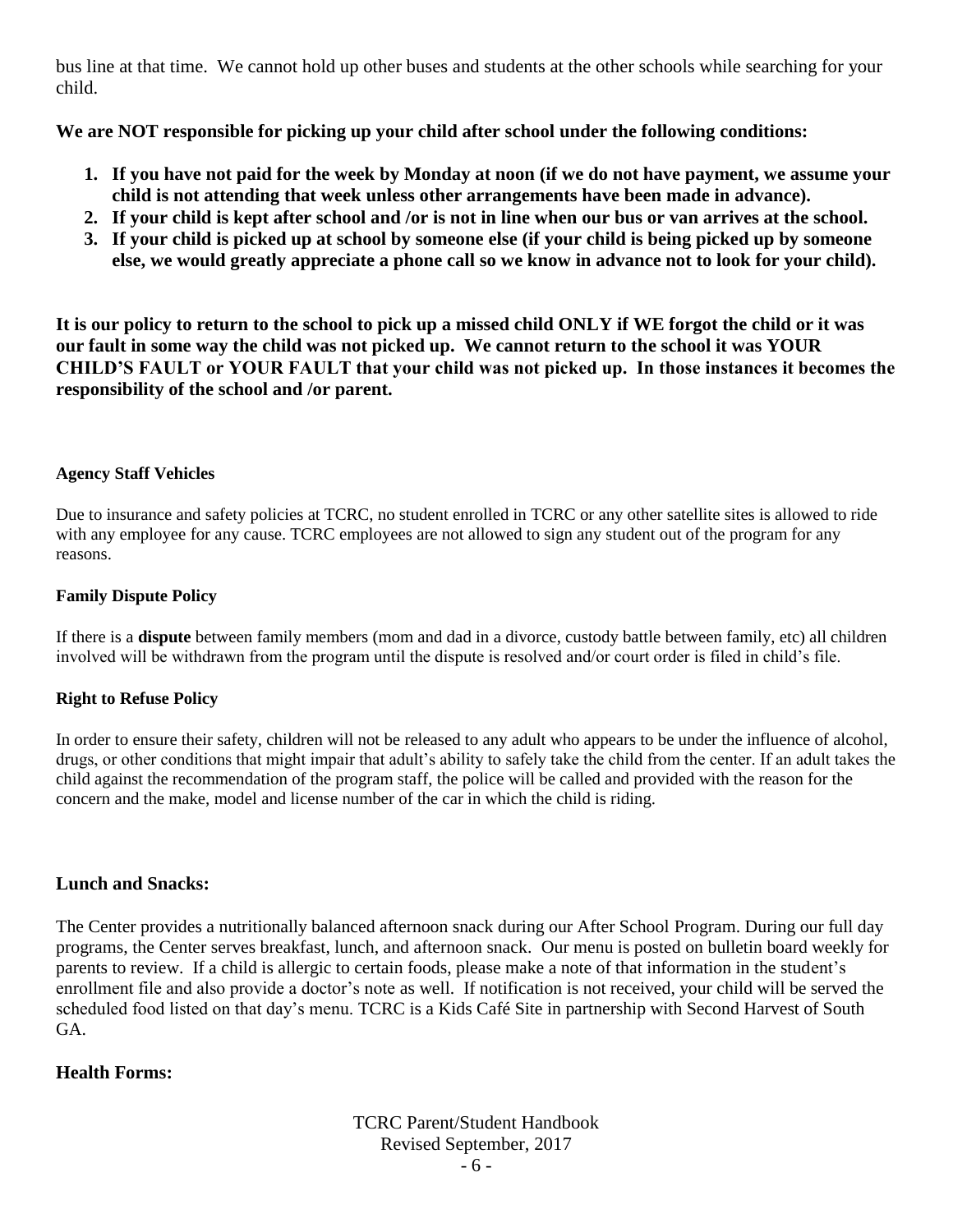bus line at that time. We cannot hold up other buses and students at the other schools while searching for your child.

**We are NOT responsible for picking up your child after school under the following conditions:**

1. **If you have not paid for the week by Monday at noon (if we do not have payment, we assume your child is not attending that week unless other arrangements have been made in advance).**
2. **If your child is kept after school and /or is not in line when our bus or van arrives at the school.**
3. **If your child is picked up at school by someone else (if your child is being picked up by someone else, we would greatly appreciate a phone call so we know in advance not to look for your child).**

**It is our policy to return to the school to pick up a missed child ONLY if WE forgot the child or it was our fault in some way the child was not picked up. We cannot return to the school it was YOUR CHILD'S FAULT or YOUR FAULT that your child was not picked up. In those instances it becomes the responsibility of the school and /or parent.**

#### Agency Staff Vehicles

Due to insurance and safety policies at TCRC, no student enrolled in TCRC or any other satellite sites is allowed to ride with any employee for any cause. TCRC employees are not allowed to sign any student out of the program for any reasons.

#### Family Dispute Policy

If there is a **dispute** between family members (mom and dad in a divorce, custody battle between family, etc) all children involved will be withdrawn from the program until the dispute is resolved and/or court order is filed in child's file.

#### Right to Refuse Policy

In order to ensure their safety, children will not be released to any adult who appears to be under the influence of alcohol, drugs, or other conditions that might impair that adult's ability to safely take the child from the center. If an adult takes the child against the recommendation of the program staff, the police will be called and provided with the reason for the concern and the make, model and license number of the car in which the child is riding.

### Lunch and Snacks:

The Center provides a nutritionally balanced afternoon snack during our After School Program. During our full day programs, the Center serves breakfast, lunch, and afternoon snack. Our menu is posted on bulletin board weekly for parents to review. If a child is allergic to certain foods, please make a note of that information in the student's enrollment file and also provide a doctor's note as well. If notification is not received, your child will be served the scheduled food listed on that day's menu. TCRC is a Kids Café Site in partnership with Second Harvest of South GA.

### Health Forms: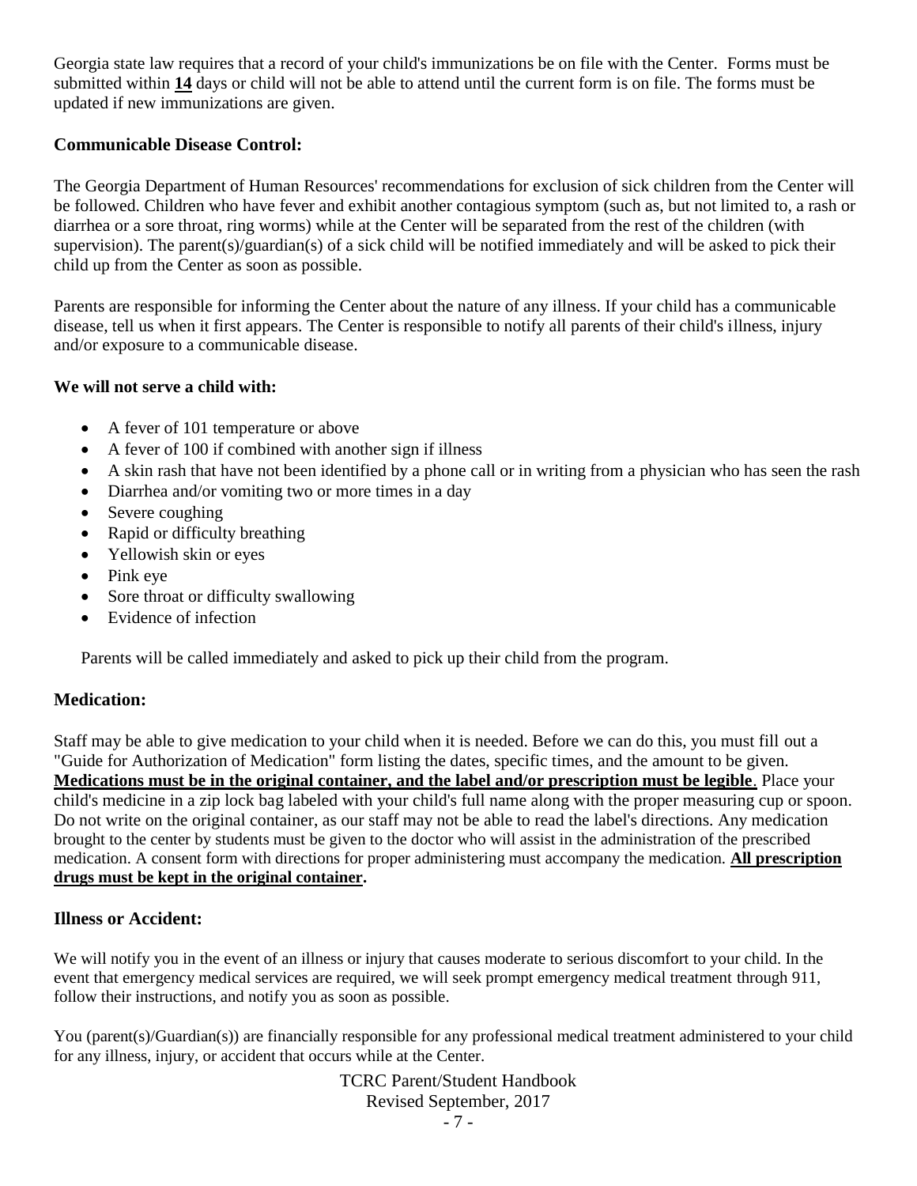Georgia state law requires that a record of your child's immunizations be on file with the Center. Forms must be submitted within **14** days or child will not be able to attend until the current form is on file. The forms must be updated if new immunizations are given.

### Communicable Disease Control:

The Georgia Department of Human Resources' recommendations for exclusion of sick children from the Center will be followed. Children who have fever and exhibit another contagious symptom (such as, but not limited to, a rash or diarrhea or a sore throat, ring worms) while at the Center will be separated from the rest of the children (with supervision). The parent(s)/guardian(s) of a sick child will be notified immediately and will be asked to pick their child up from the Center as soon as possible.

Parents are responsible for informing the Center about the nature of any illness. If your child has a communicable disease, tell us when it first appears. The Center is responsible to notify all parents of their child's illness, injury and/or exposure to a communicable disease.

**We will not serve a child with:**

- A fever of 101 temperature or above
- A fever of 100 if combined with another sign if illness
- A skin rash that have not been identified by a phone call or in writing from a physician who has seen the rash
- Diarrhea and/or vomiting two or more times in a day
- Severe coughing
- Rapid or difficulty breathing
- Yellowish skin or eyes
- Pink eye
- Sore throat or difficulty swallowing
- Evidence of infection

Parents will be called immediately and asked to pick up their child from the program.

### Medication:

Staff may be able to give medication to your child when it is needed. Before we can do this, you must fill out a "Guide for Authorization of Medication" form listing the dates, specific times, and the amount to be given. **Medications must be in the original container, and the label and/or prescription must be legible**. Place your child's medicine in a zip lock bag labeled with your child's full name along with the proper measuring cup or spoon. Do not write on the original container, as our staff may not be able to read the label's directions. Any medication brought to the center by students must be given to the doctor who will assist in the administration of the prescribed medication. A consent form with directions for proper administering must accompany the medication. **All prescription drugs must be kept in the original container.**

### Illness or Accident:

We will notify you in the event of an illness or injury that causes moderate to serious discomfort to your child. In the event that emergency medical services are required, we will seek prompt emergency medical treatment through 911, follow their instructions, and notify you as soon as possible.

You (parent(s)/Guardian(s)) are financially responsible for any professional medical treatment administered to your child for any illness, injury, or accident that occurs while at the Center.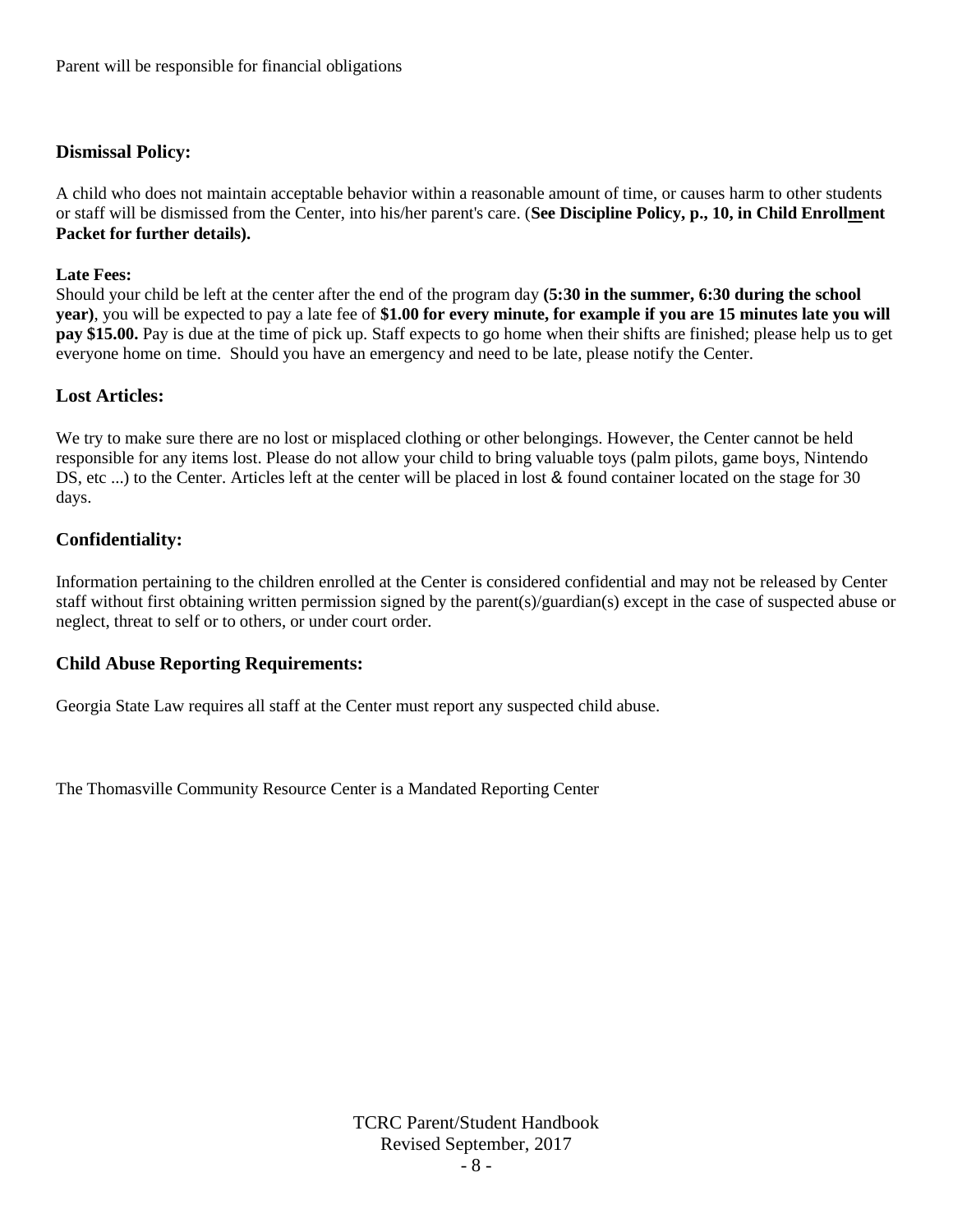Parent will be responsible for financial obligations

## Dismissal Policy:

A child who does not maintain acceptable behavior within a reasonable amount of time, or causes harm to other students or staff will be dismissed from the Center, into his/her parent's care. (**See Discipline Policy, p., 10, in Child Enrollment Packet for further details).**

**Late Fees:**
Should your child be left at the center after the end of the program day **(5:30 in the summer, 6:30 during the school year)**, you will be expected to pay a late fee of **$1.00 for every minute, for example if you are 15 minutes late you will pay $15.00.** Pay is due at the time of pick up. Staff expects to go home when their shifts are finished; please help us to get everyone home on time. Should you have an emergency and need to be late, please notify the Center.

## Lost Articles:

We try to make sure there are no lost or misplaced clothing or other belongings. However, the Center cannot be held responsible for any items lost. Please do not allow your child to bring valuable toys (palm pilots, game boys, Nintendo DS, etc ...) to the Center. Articles left at the center will be placed in lost & found container located on the stage for 30 days.

## Confidentiality:

Information pertaining to the children enrolled at the Center is considered confidential and may not be released by Center staff without first obtaining written permission signed by the parent(s)/guardian(s) except in the case of suspected abuse or neglect, threat to self or to others, or under court order.

## Child Abuse Reporting Requirements:

Georgia State Law requires all staff at the Center must report any suspected child abuse.

The Thomasville Community Resource Center is a Mandated Reporting Center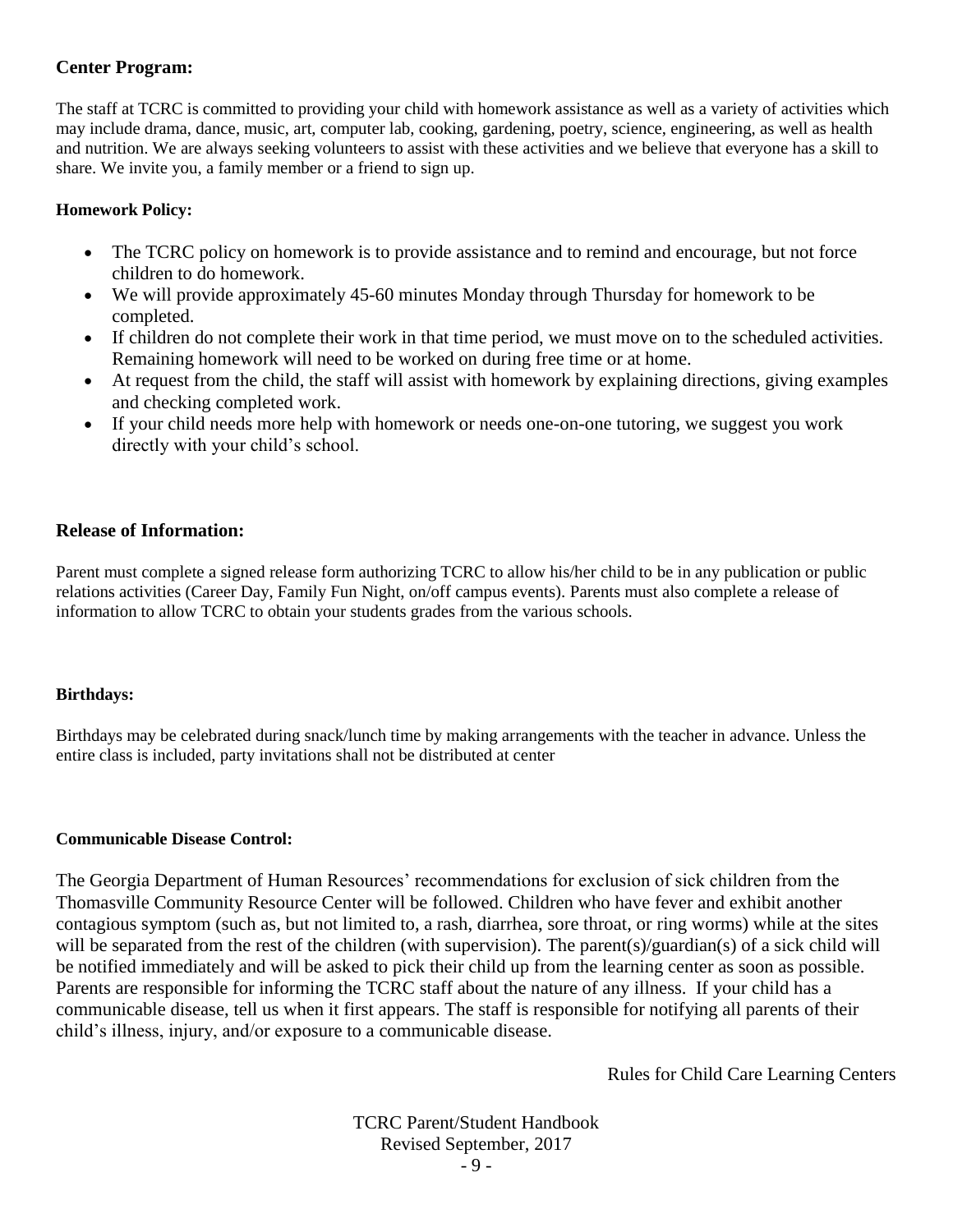## Center Program:

The staff at TCRC is committed to providing your child with homework assistance as well as a variety of activities which may include drama, dance, music, art, computer lab, cooking, gardening, poetry, science, engineering, as well as health and nutrition. We are always seeking volunteers to assist with these activities and we believe that everyone has a skill to share. We invite you, a family member or a friend to sign up.

### Homework Policy:

- The TCRC policy on homework is to provide assistance and to remind and encourage, but not force children to do homework.
- We will provide approximately 45-60 minutes Monday through Thursday for homework to be completed.
- If children do not complete their work in that time period, we must move on to the scheduled activities. Remaining homework will need to be worked on during free time or at home.
- At request from the child, the staff will assist with homework by explaining directions, giving examples and checking completed work.
- If your child needs more help with homework or needs one-on-one tutoring, we suggest you work directly with your child's school.

## Release of Information:

Parent must complete a signed release form authorizing TCRC to allow his/her child to be in any publication or public relations activities (Career Day, Family Fun Night, on/off campus events). Parents must also complete a release of information to allow TCRC to obtain your students grades from the various schools.

### Birthdays:

Birthdays may be celebrated during snack/lunch time by making arrangements with the teacher in advance. Unless the entire class is included, party invitations shall not be distributed at center

### Communicable Disease Control:

The Georgia Department of Human Resources' recommendations for exclusion of sick children from the Thomasville Community Resource Center will be followed. Children who have fever and exhibit another contagious symptom (such as, but not limited to, a rash, diarrhea, sore throat, or ring worms) while at the sites will be separated from the rest of the children (with supervision). The parent(s)/guardian(s) of a sick child will be notified immediately and will be asked to pick their child up from the learning center as soon as possible. Parents are responsible for informing the TCRC staff about the nature of any illness. If your child has a communicable disease, tell us when it first appears. The staff is responsible for notifying all parents of their child's illness, injury, and/or exposure to a communicable disease.

Rules for Child Care Learning Centers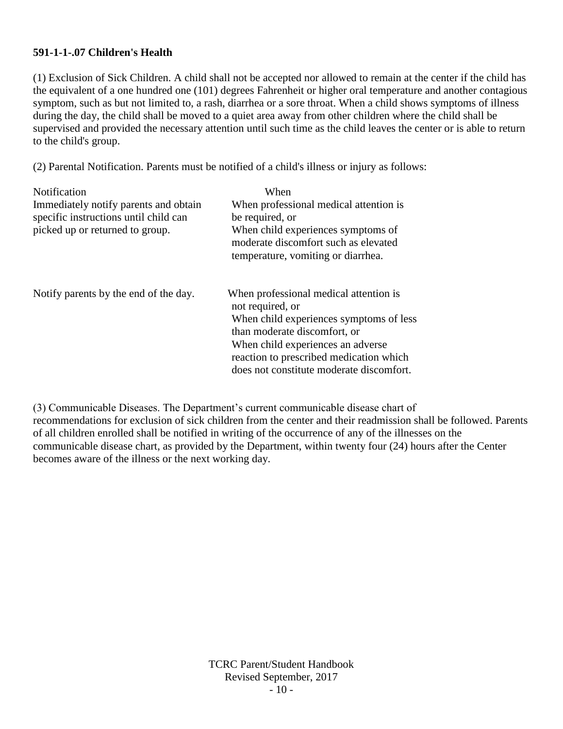**591-1-1-.07 Children's Health**

(1) Exclusion of Sick Children. A child shall not be accepted nor allowed to remain at the center if the child has the equivalent of a one hundred one (101) degrees Fahrenheit or higher oral temperature and another contagious symptom, such as but not limited to, a rash, diarrhea or a sore throat. When a child shows symptoms of illness during the day, the child shall be moved to a quiet area away from other children where the child shall be supervised and provided the necessary attention until such time as the child leaves the center or is able to return to the child's group.

(2) Parental Notification. Parents must be notified of a child's illness or injury as follows:

| Notification | When |
| --- | --- |
| Immediately notify parents and obtain specific instructions until child can picked up or returned to group. | When professional medical attention is be required, or<br>When child experiences symptoms of moderate discomfort such as elevated temperature, vomiting or diarrhea. |
| Notify parents by the end of the day. | When professional medical attention is not required, or<br>When child experiences symptoms of less than moderate discomfort, or<br>When child experiences an adverse reaction to prescribed medication which does not constitute moderate discomfort. |

(3) Communicable Diseases. The Department's current communicable disease chart of recommendations for exclusion of sick children from the center and their readmission shall be followed. Parents of all children enrolled shall be notified in writing of the occurrence of any of the illnesses on the communicable disease chart, as provided by the Department, within twenty four (24) hours after the Center becomes aware of the illness or the next working day.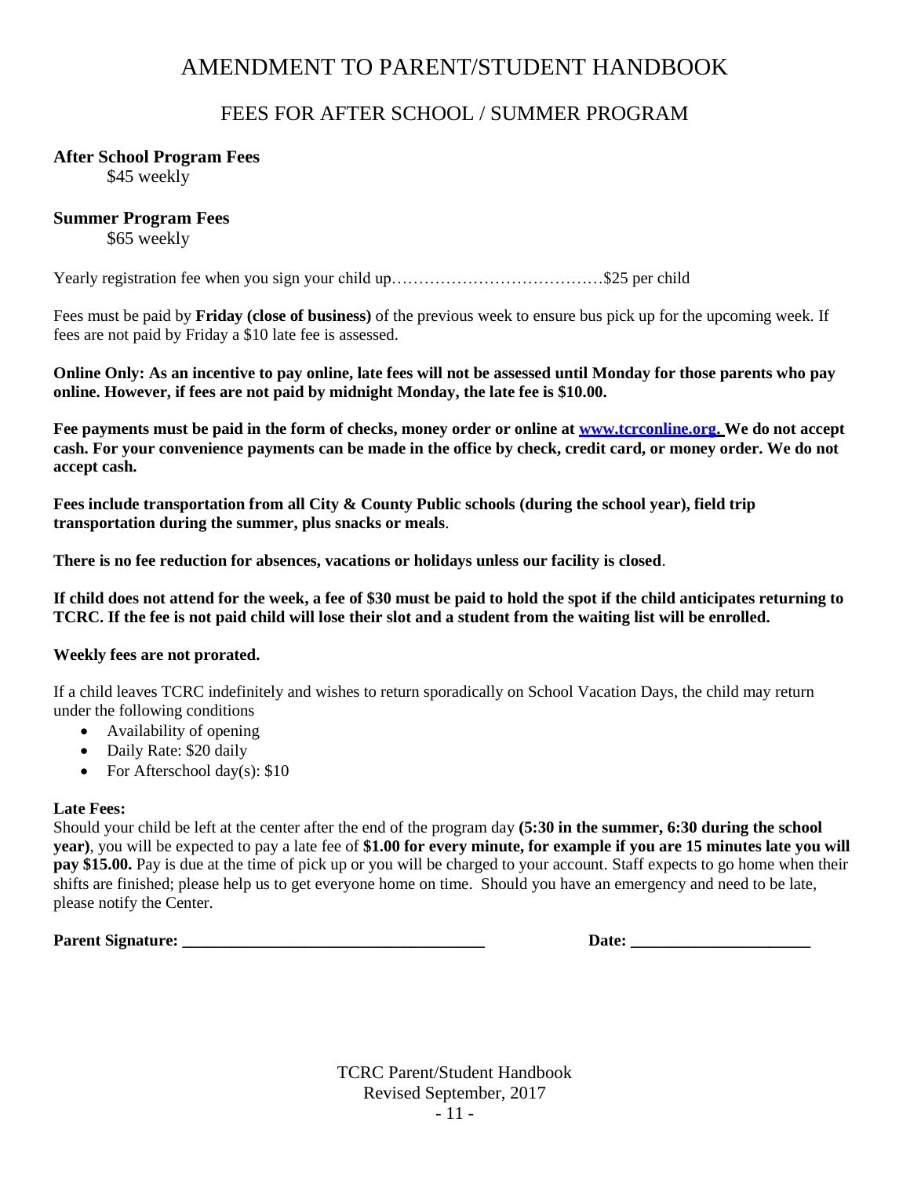# AMENDMENT TO PARENT/STUDENT HANDBOOK

## FEES FOR AFTER SCHOOL / SUMMER PROGRAM

**After School Program Fees**
$45 weekly

**Summer Program Fees**
$65 weekly

Yearly registration fee when you sign your child up…………………………………$25 per child

Fees must be paid by **Friday (close of business)** of the previous week to ensure bus pick up for the upcoming week. If fees are not paid by Friday a $10 late fee is assessed.

**Online Only: As an incentive to pay online, late fees will not be assessed until Monday for those parents who pay online. However, if fees are not paid by midnight Monday, the late fee is $10.00.**

**Fee payments must be paid in the form of checks, money order or online at [www.tcrconline.org](www.tcrconline.org). We do not accept cash. For your convenience payments can be made in the office by check, credit card, or money order. We do not accept cash.**

**Fees include transportation from all City & County Public schools (during the school year), field trip transportation during the summer, plus snacks or meals**.

**There is no fee reduction for absences, vacations or holidays unless our facility is closed**.

**If child does not attend for the week, a fee of $30 must be paid to hold the spot if the child anticipates returning to TCRC. If the fee is not paid child will lose their slot and a student from the waiting list will be enrolled.**

**Weekly fees are not prorated.**

If a child leaves TCRC indefinitely and wishes to return sporadically on School Vacation Days, the child may return under the following conditions

- Availability of opening
- Daily Rate: $20 daily
- For Afterschool day(s): $10

**Late Fees:**
Should your child be left at the center after the end of the program day **(5:30 in the summer, 6:30 during the school year)**, you will be expected to pay a late fee of **$1.00 for every minute, for example if you are 15 minutes late you will pay $15.00.** Pay is due at the time of pick up or you will be charged to your account. Staff expects to go home when their shifts are finished; please help us to get everyone home on time. Should you have an emergency and need to be late, please notify the Center.

**Parent Signature:** ____________________________________ **Date:** ______________________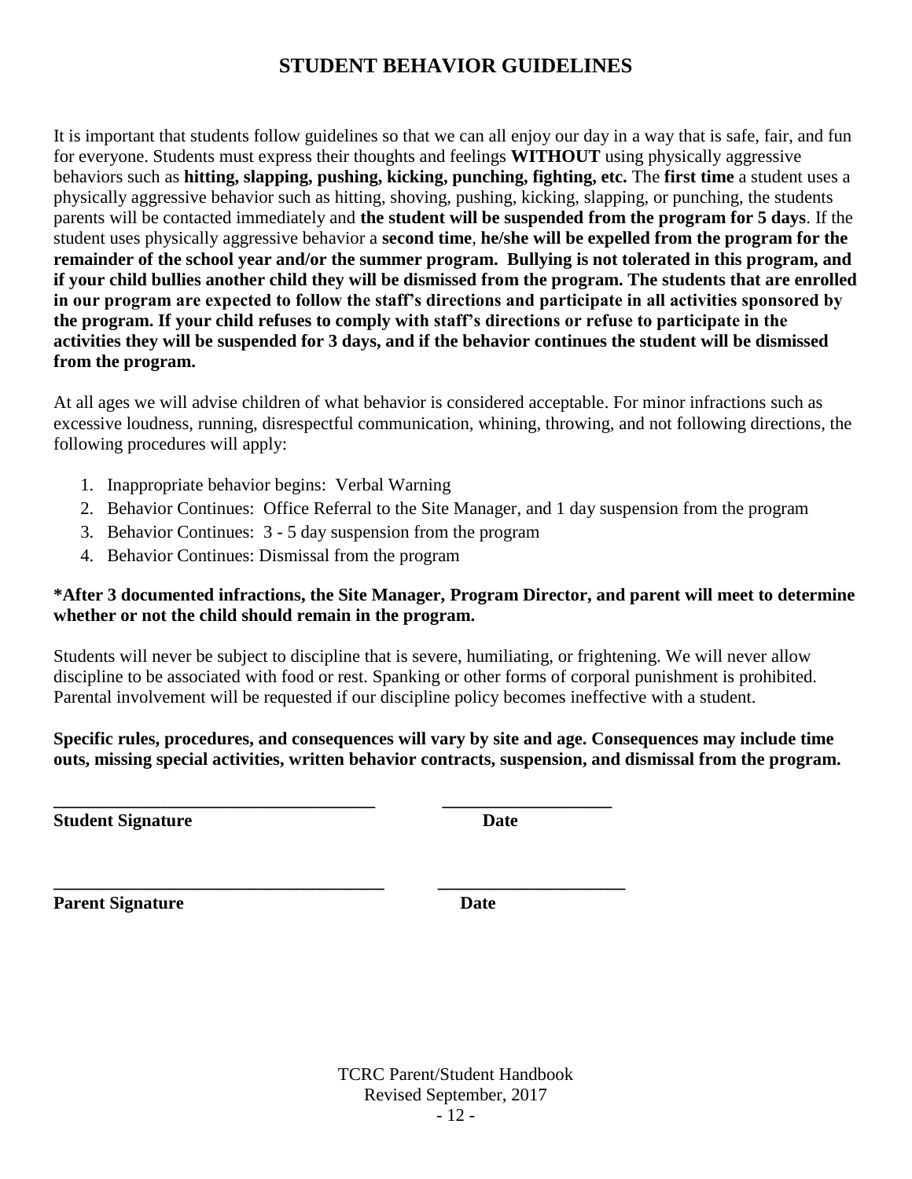# STUDENT BEHAVIOR GUIDELINES

It is important that students follow guidelines so that we can all enjoy our day in a way that is safe, fair, and fun for everyone. Students must express their thoughts and feelings **WITHOUT** using physically aggressive behaviors such as **hitting, slapping, pushing, kicking, punching, fighting, etc.** The **first time** a student uses a physically aggressive behavior such as hitting, shoving, pushing, kicking, slapping, or punching, the students parents will be contacted immediately and **the student will be suspended from the program for 5 days**. If the student uses physically aggressive behavior a **second time**, **he/she will be expelled from the program for the remainder of the school year and/or the summer program. Bullying is not tolerated in this program, and if your child bullies another child they will be dismissed from the program. The students that are enrolled in our program are expected to follow the staff's directions and participate in all activities sponsored by the program. If your child refuses to comply with staff's directions or refuse to participate in the activities they will be suspended for 3 days, and if the behavior continues the student will be dismissed from the program.**

At all ages we will advise children of what behavior is considered acceptable. For minor infractions such as excessive loudness, running, disrespectful communication, whining, throwing, and not following directions, the following procedures will apply:

1. Inappropriate behavior begins: Verbal Warning
2. Behavior Continues: Office Referral to the Site Manager, and 1 day suspension from the program
3. Behavior Continues: 3 - 5 day suspension from the program
4. Behavior Continues: Dismissal from the program

**\*After 3 documented infractions, the Site Manager, Program Director, and parent will meet to determine whether or not the child should remain in the program.**

Students will never be subject to discipline that is severe, humiliating, or frightening. We will never allow discipline to be associated with food or rest. Spanking or other forms of corporal punishment is prohibited. Parental involvement will be requested if our discipline policy becomes ineffective with a student.

**Specific rules, procedures, and consequences will vary by site and age. Consequences may include time outs, missing special activities, written behavior contracts, suspension, and dismissal from the program.**

\_\_\_\_\_\_\_\_\_\_\_\_\_\_\_\_\_\_\_\_\_\_\_\_\_\_\_\_\_\_\_\_\_\_\_\_ \_\_\_\_\_\_\_\_\_\_\_\_\_\_\_\_\_\_\_

**Student Signature** **Date**

\_\_\_\_\_\_\_\_\_\_\_\_\_\_\_\_\_\_\_\_\_\_\_\_\_\_\_\_\_\_\_\_\_\_\_\_ \_\_\_\_\_\_\_\_\_\_\_\_\_\_\_\_\_\_\_\_\_

**Parent Signature** **Date**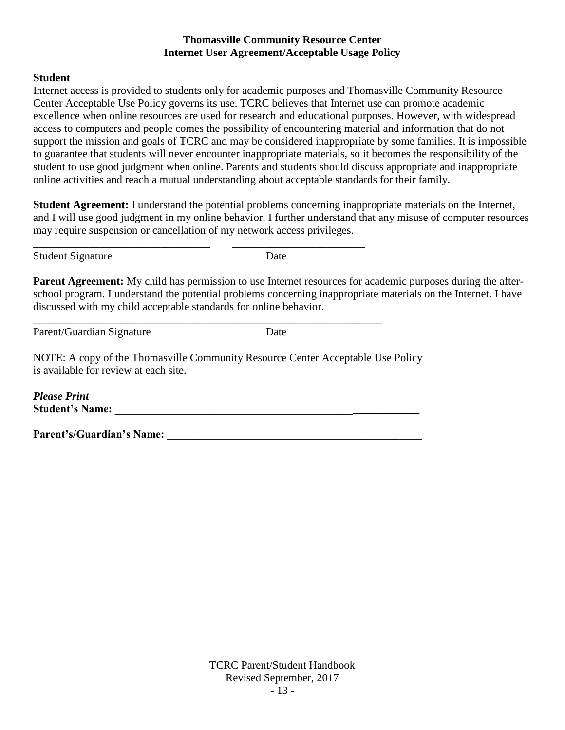**Thomasville Community Resource Center**
**Internet User Agreement/Acceptable Usage Policy**

**Student**

Internet access is provided to students only for academic purposes and Thomasville Community Resource Center Acceptable Use Policy governs its use. TCRC believes that Internet use can promote academic excellence when online resources are used for research and educational purposes. However, with widespread access to computers and people comes the possibility of encountering material and information that do not support the mission and goals of TCRC and may be considered inappropriate by some families. It is impossible to guarantee that students will never encounter inappropriate materials, so it becomes the responsibility of the student to use good judgment when online. Parents and students should discuss appropriate and inappropriate online activities and reach a mutual understanding about acceptable standards for their family.

**Student Agreement:** I understand the potential problems concerning inappropriate materials on the Internet, and I will use good judgment in my online behavior. I further understand that any misuse of computer resources may require suspension or cancellation of my network access privileges.

_______________________________ _______________________
Student Signature Date

**Parent Agreement:** My child has permission to use Internet resources for academic purposes during the after-school program. I understand the potential problems concerning inappropriate materials on the Internet. I have discussed with my child acceptable standards for online behavior.

_______________________________________________________________
Parent/Guardian Signature Date

NOTE: A copy of the Thomasville Community Resource Center Acceptable Use Policy is available for review at each site.

***Please Print***
**Student's Name: _______________________________________________________**

**Parent's/Guardian's Name: _____________________________________________**

TCRC Parent/Student Handbook
Revised September, 2017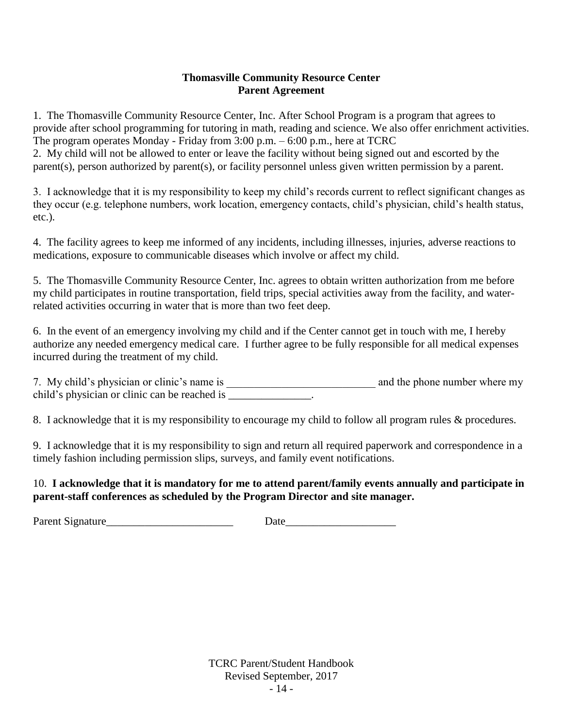**Thomasville Community Resource Center**
**Parent Agreement**

1. The Thomasville Community Resource Center, Inc. After School Program is a program that agrees to provide after school programming for tutoring in math, reading and science. We also offer enrichment activities. The program operates Monday - Friday from 3:00 p.m. – 6:00 p.m., here at TCRC

2. My child will not be allowed to enter or leave the facility without being signed out and escorted by the parent(s), person authorized by parent(s), or facility personnel unless given written permission by a parent.

3. I acknowledge that it is my responsibility to keep my child's records current to reflect significant changes as they occur (e.g. telephone numbers, work location, emergency contacts, child's physician, child's health status, etc.).

4. The facility agrees to keep me informed of any incidents, including illnesses, injuries, adverse reactions to medications, exposure to communicable diseases which involve or affect my child.

5. The Thomasville Community Resource Center, Inc. agrees to obtain written authorization from me before my child participates in routine transportation, field trips, special activities away from the facility, and water-related activities occurring in water that is more than two feet deep.

6. In the event of an emergency involving my child and if the Center cannot get in touch with me, I hereby authorize any needed emergency medical care. I further agree to be fully responsible for all medical expenses incurred during the treatment of my child.

7. My child's physician or clinic's name is ___________________________ and the phone number where my child's physician or clinic can be reached is _______________.

8. I acknowledge that it is my responsibility to encourage my child to follow all program rules & procedures.

9. I acknowledge that it is my responsibility to sign and return all required paperwork and correspondence in a timely fashion including permission slips, surveys, and family event notifications.

10. **I acknowledge that it is mandatory for me to attend parent/family events annually and participate in parent-staff conferences as scheduled by the Program Director and site manager.**

Parent Signature_______________________ Date____________________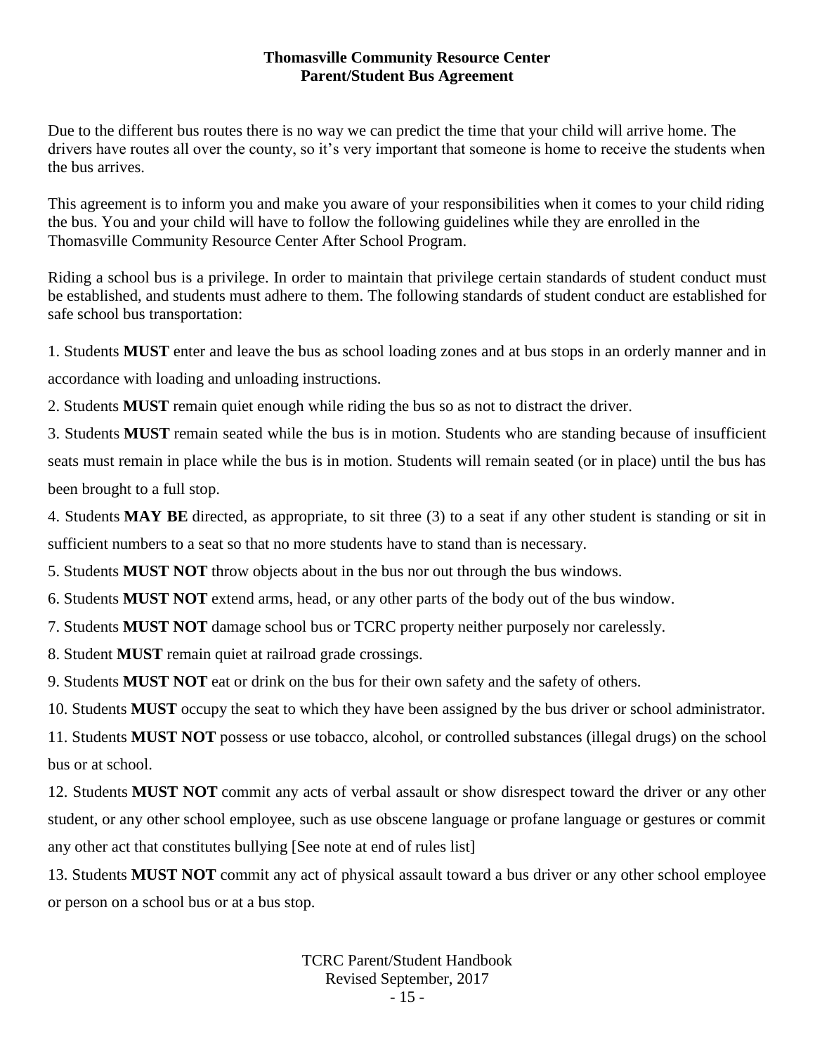**Thomasville Community Resource Center**
**Parent/Student Bus Agreement**

Due to the different bus routes there is no way we can predict the time that your child will arrive home. The drivers have routes all over the county, so it's very important that someone is home to receive the students when the bus arrives.

This agreement is to inform you and make you aware of your responsibilities when it comes to your child riding the bus. You and your child will have to follow the following guidelines while they are enrolled in the Thomasville Community Resource Center After School Program.

Riding a school bus is a privilege. In order to maintain that privilege certain standards of student conduct must be established, and students must adhere to them. The following standards of student conduct are established for safe school bus transportation:

1. Students **MUST** enter and leave the bus as school loading zones and at bus stops in an orderly manner and in accordance with loading and unloading instructions.
2. Students **MUST** remain quiet enough while riding the bus so as not to distract the driver.
3. Students **MUST** remain seated while the bus is in motion. Students who are standing because of insufficient seats must remain in place while the bus is in motion. Students will remain seated (or in place) until the bus has been brought to a full stop.
4. Students **MAY BE** directed, as appropriate, to sit three (3) to a seat if any other student is standing or sit in sufficient numbers to a seat so that no more students have to stand than is necessary.
5. Students **MUST NOT** throw objects about in the bus nor out through the bus windows.
6. Students **MUST NOT** extend arms, head, or any other parts of the body out of the bus window.
7. Students **MUST NOT** damage school bus or TCRC property neither purposely nor carelessly.
8. Student **MUST** remain quiet at railroad grade crossings.
9. Students **MUST NOT** eat or drink on the bus for their own safety and the safety of others.
10. Students **MUST** occupy the seat to which they have been assigned by the bus driver or school administrator.
11. Students **MUST NOT** possess or use tobacco, alcohol, or controlled substances (illegal drugs) on the school bus or at school.
12. Students **MUST NOT** commit any acts of verbal assault or show disrespect toward the driver or any other student, or any other school employee, such as use obscene language or profane language or gestures or commit any other act that constitutes bullying [See note at end of rules list]
13. Students **MUST NOT** commit any act of physical assault toward a bus driver or any other school employee or person on a school bus or at a bus stop.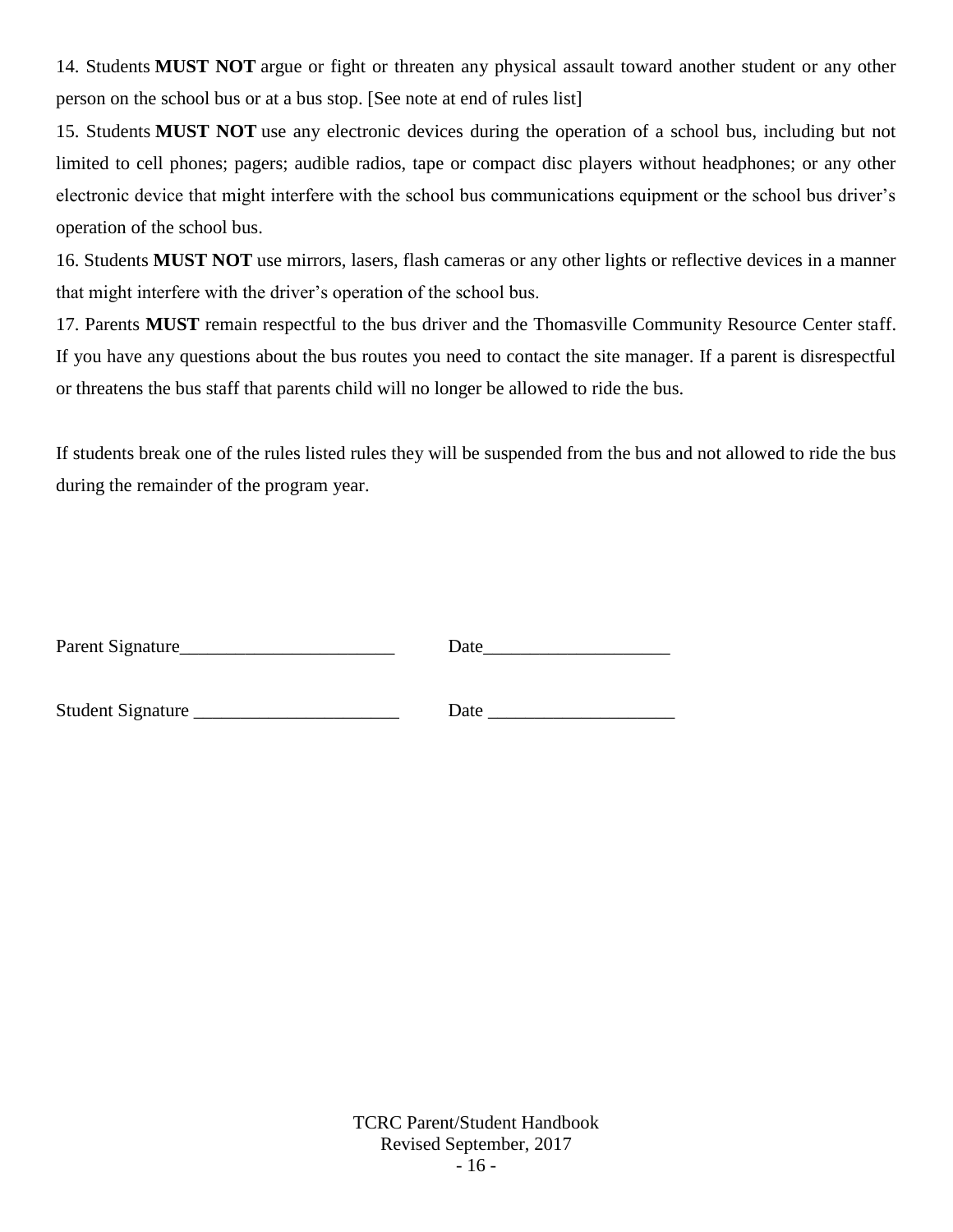14. Students **MUST NOT** argue or fight or threaten any physical assault toward another student or any other person on the school bus or at a bus stop. [See note at end of rules list]

15. Students **MUST NOT** use any electronic devices during the operation of a school bus, including but not limited to cell phones; pagers; audible radios, tape or compact disc players without headphones; or any other electronic device that might interfere with the school bus communications equipment or the school bus driver's operation of the school bus.

16. Students **MUST NOT** use mirrors, lasers, flash cameras or any other lights or reflective devices in a manner that might interfere with the driver's operation of the school bus.

17. Parents **MUST** remain respectful to the bus driver and the Thomasville Community Resource Center staff. If you have any questions about the bus routes you need to contact the site manager. If a parent is disrespectful or threatens the bus staff that parents child will no longer be allowed to ride the bus.

If students break one of the rules listed rules they will be suspended from the bus and not allowed to ride the bus during the remainder of the program year.

Parent Signature_______________________ Date____________________

Student Signature ______________________ Date ____________________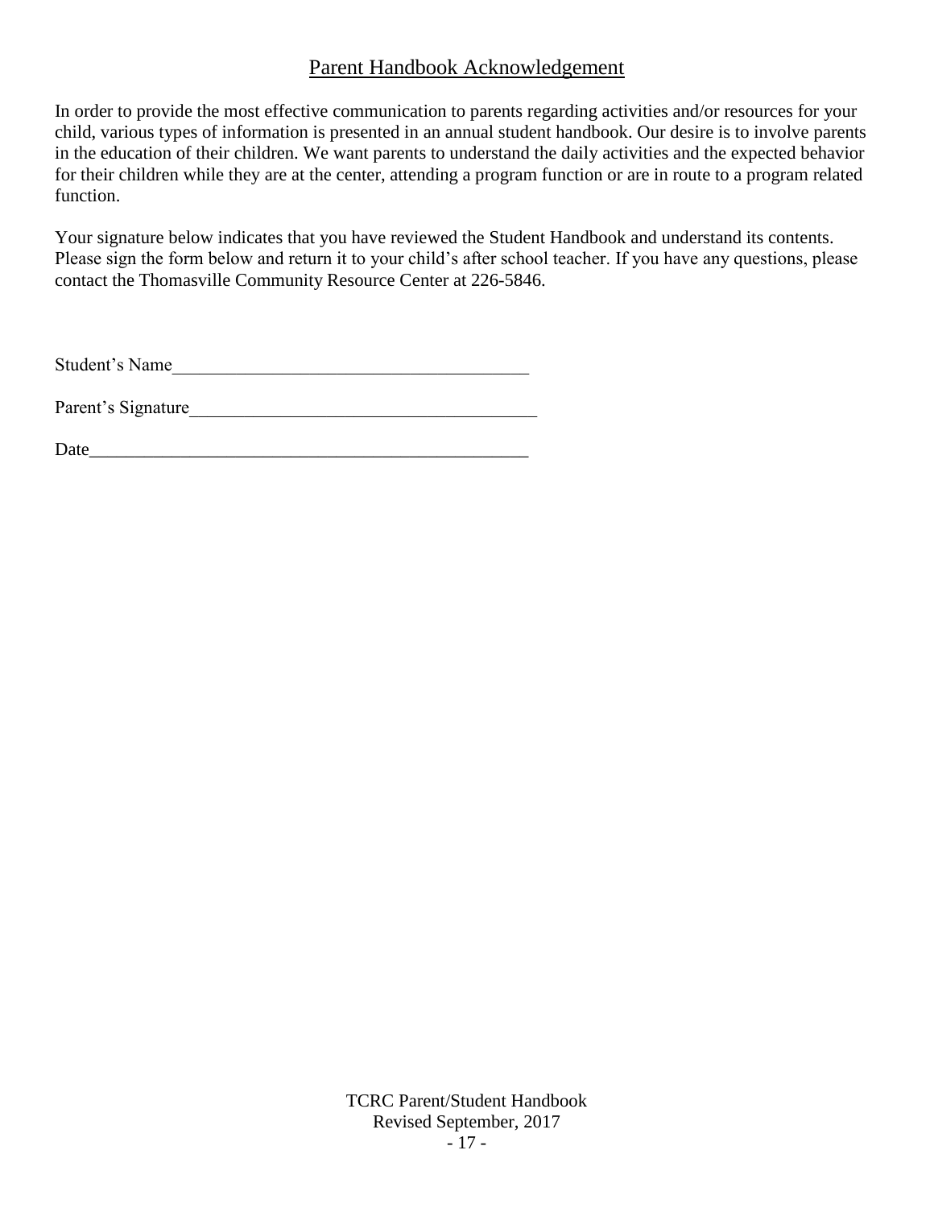## Parent Handbook Acknowledgement

In order to provide the most effective communication to parents regarding activities and/or resources for your child, various types of information is presented in an annual student handbook. Our desire is to involve parents in the education of their children. We want parents to understand the daily activities and the expected behavior for their children while they are at the center, attending a program function or are in route to a program related function.

Your signature below indicates that you have reviewed the Student Handbook and understand its contents. Please sign the form below and return it to your child's after school teacher. If you have any questions, please contact the Thomasville Community Resource Center at 226-5846.

Student's Name________________________________________

Parent's Signature______________________________________

Date__________________________________________________